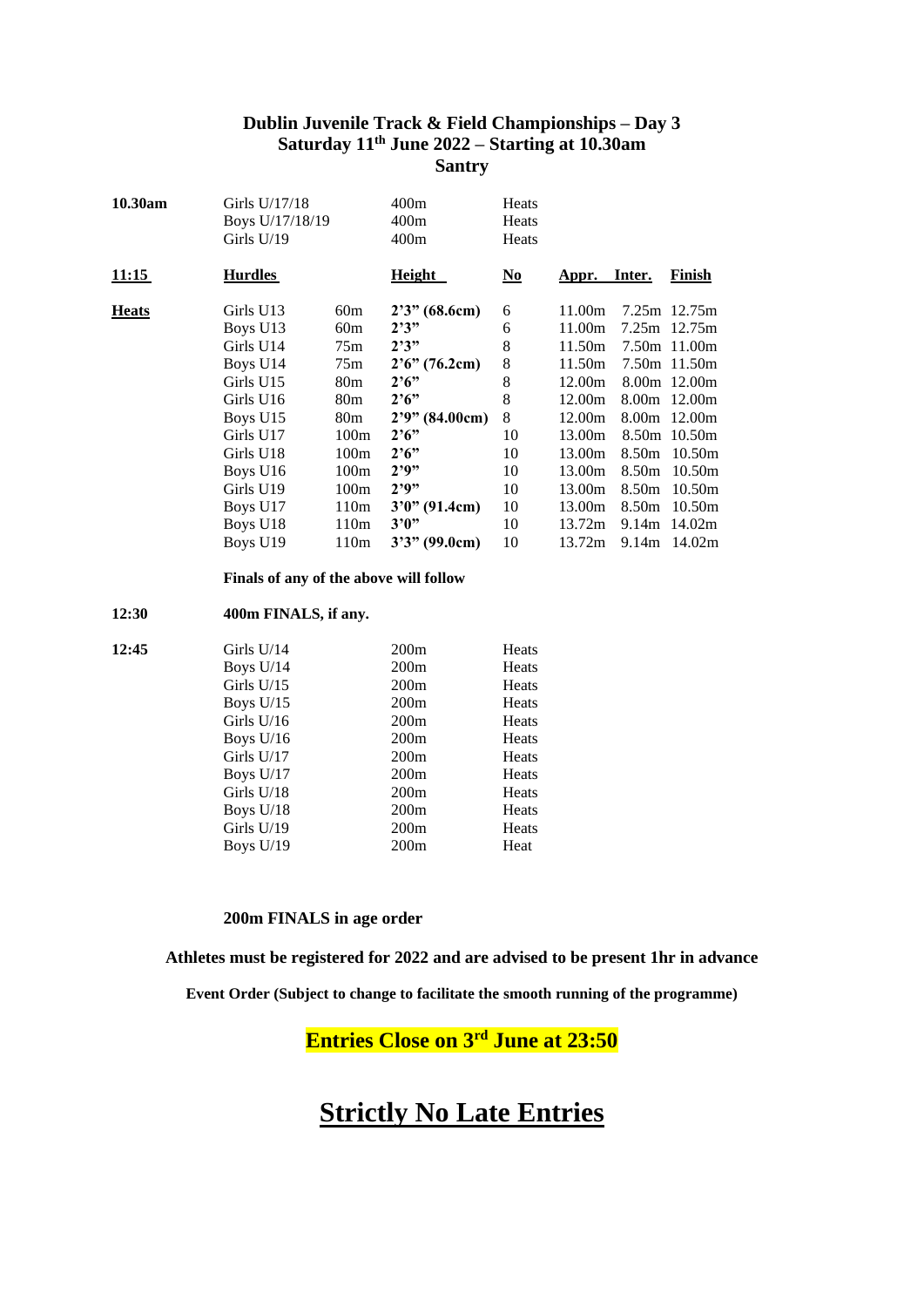## Dublin Juvenile Track & Field Championships – Day 3
## Saturday 11th June 2022 – Starting at 10.30am
## Santry

| | | | | | | | | |
|---|---|---|---|---|---|---|---|---|
| **10.30am** | Girls U/17/18 | | 400m | Heats | | | | |
| | Boys U/17/18/19 | | 400m | Heats | | | | |
| | Girls U/19 | | 400m | Heats | | | | |
| **11:15** | **Hurdles** | | **Height** | **No** | **Appr.** | **Inter.** | **Finish** | |
| **Heats** | Girls U13 | 60m | **2'3" (68.6cm)** | 6 | 11.00m | 7.25m | 12.75m | |
| | Boys U13 | 60m | **2'3"** | 6 | 11.00m | 7.25m | 12.75m | |
| | Girls U14 | 75m | **2'3"** | 8 | 11.50m | 7.50m | 11.00m | |
| | Boys U14 | 75m | **2'6" (76.2cm)** | 8 | 11.50m | 7.50m | 11.50m | |
| | Girls U15 | 80m | **2'6"** | 8 | 12.00m | 8.00m | 12.00m | |
| | Girls U16 | 80m | **2'6"** | 8 | 12.00m | 8.00m | 12.00m | |
| | Boys U15 | 80m | **2'9" (84.00cm)** | 8 | 12.00m | 8.00m | 12.00m | |
| | Girls U17 | 100m | **2'6"** | 10 | 13.00m | 8.50m | 10.50m | |
| | Girls U18 | 100m | **2'6"** | 10 | 13.00m | 8.50m | 10.50m | |
| | Boys U16 | 100m | **2'9"** | 10 | 13.00m | 8.50m | 10.50m | |
| | Girls U19 | 100m | **2'9"** | 10 | 13.00m | 8.50m | 10.50m | |
| | Boys U17 | 110m | **3'0" (91.4cm)** | 10 | 13.00m | 8.50m | 10.50m | |
| | Boys U18 | 110m | **3'0"** | 10 | 13.72m | 9.14m | 14.02m | |
| | Boys U19 | 110m | **3'3" (99.0cm)** | 10 | 13.72m | 9.14m | 14.02m | |

**Finals of any of the above will follow**

**12:30** **400m FINALS, if any.**

| | | | |
|---|---|---|---|
| **12:45** | Girls U/14 | 200m | Heats |
| | Boys U/14 | 200m | Heats |
| | Girls U/15 | 200m | Heats |
| | Boys U/15 | 200m | Heats |
| | Girls U/16 | 200m | Heats |
| | Boys U/16 | 200m | Heats |
| | Girls U/17 | 200m | Heats |
| | Boys U/17 | 200m | Heats |
| | Girls U/18 | 200m | Heats |
| | Boys U/18 | 200m | Heats |
| | Girls U/19 | 200m | Heats |
| | Boys U/19 | 200m | Heat |

**200m FINALS in age order**

**Athletes must be registered for 2022 and are advised to be present 1hr in advance**

**Event Order (Subject to change to facilitate the smooth running of the programme)**

**Entries Close on 3rd June at 23:50**

# Strictly No Late Entries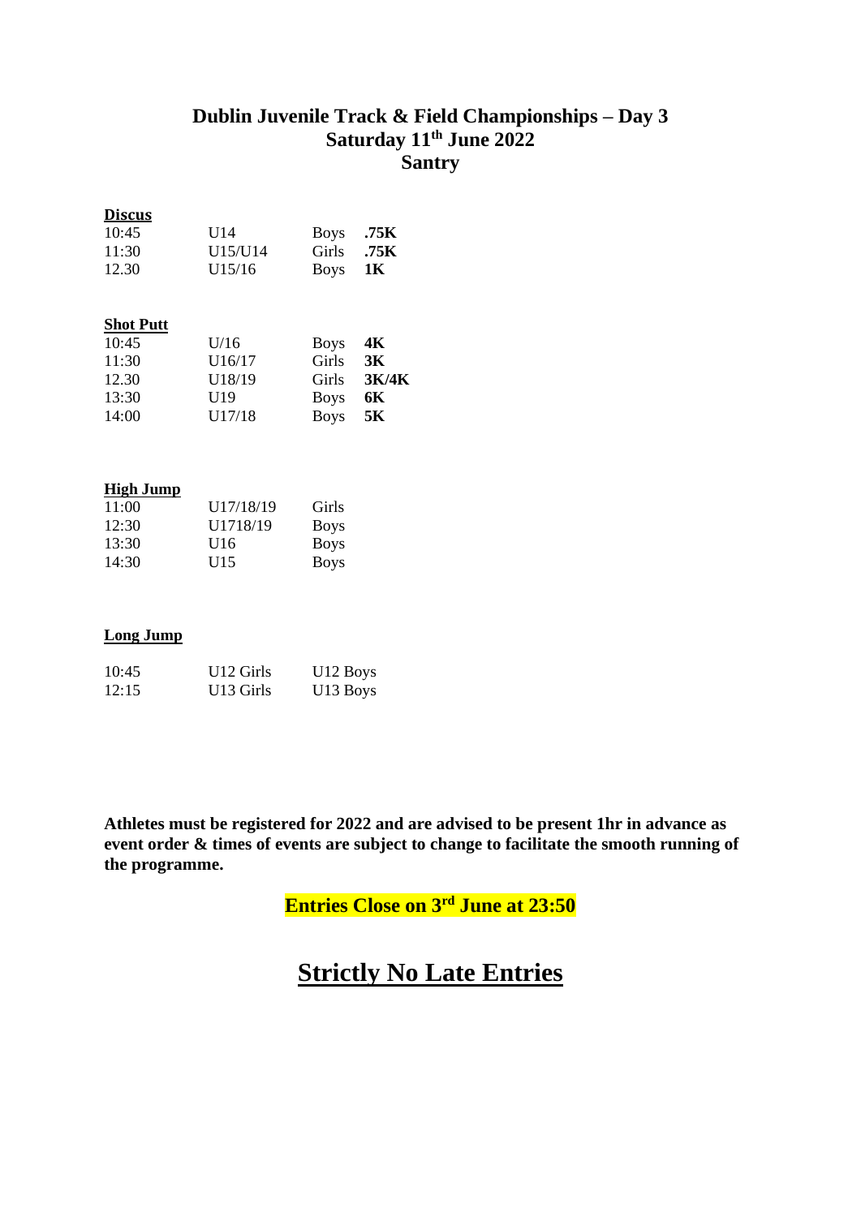# Dublin Juvenile Track & Field Championships – Day 3
## Saturday 11th June 2022
## Santry

**Discus**

| | | | |
|---|---|---|---|
| 10:45 | U14 | Boys | **.75K** |
| 11:30 | U15/U14 | Girls | **.75K** |
| 12.30 | U15/16 | Boys | **1K** |

**Shot Putt**

| | | | |
|---|---|---|---|
| 10:45 | U/16 | Boys | **4K** |
| 11:30 | U16/17 | Girls | **3K** |
| 12.30 | U18/19 | Girls | **3K/4K** |
| 13:30 | U19 | Boys | **6K** |
| 14:00 | U17/18 | Boys | **5K** |

**High Jump**

| | | |
|---|---|---|
| 11:00 | U17/18/19 | Girls |
| 12:30 | U1718/19 | Boys |
| 13:30 | U16 | Boys |
| 14:30 | U15 | Boys |

**Long Jump**

| | | |
|---|---|---|
| 10:45 | U12 Girls | U12 Boys |
| 12:15 | U13 Girls | U13 Boys |

**Athletes must be registered for 2022 and are advised to be present 1hr in advance as event order & times of events are subject to change to facilitate the smooth running of the programme.**

**Entries Close on 3rd June at 23:50**

## Strictly No Late Entries